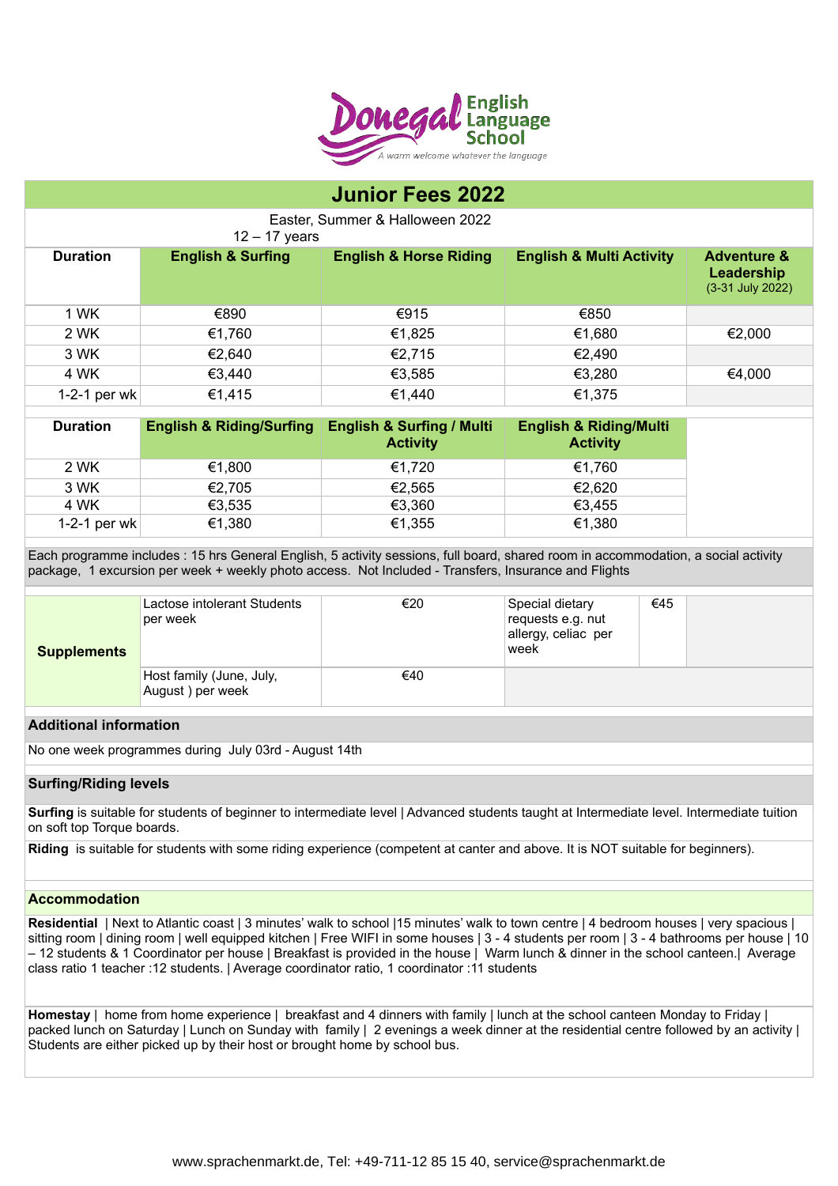Donegal English Language School
*A warm welcome whatever the language*

# Junior Fees 2022

Easter, Summer & Halloween 2022
12 – 17 years

| Duration | English & Surfing | English & Horse Riding | English & Multi Activity | Adventure & Leadership (3-31 July 2022) |
|---|---|---|---|---|
| 1 WK | €890 | €915 | €850 | |
| 2 WK | €1,760 | €1,825 | €1,680 | €2,000 |
| 3 WK | €2,640 | €2,715 | €2,490 | |
| 4 WK | €3,440 | €3,585 | €3,280 | €4,000 |
| 1-2-1 per wk | €1,415 | €1,440 | €1,375 | |

| Duration | English & Riding/Surfing | English & Surfing / Multi Activity | English & Riding/Multi Activity |
|---|---|---|---|
| 2 WK | €1,800 | €1,720 | €1,760 |
| 3 WK | €2,705 | €2,565 | €2,620 |
| 4 WK | €3,535 | €3,360 | €3,455 |
| 1-2-1 per wk | €1,380 | €1,355 | €1,380 |

Each programme includes : 15 hrs General English, 5 activity sessions, full board, shared room in accommodation, a social activity package, 1 excursion per week + weekly photo access. Not Included - Transfers, Insurance and Flights

| Supplements | | | | |
|---|---|---|---|---|
| | Lactose intolerant Students per week | €20 | Special dietary requests e.g. nut allergy, celiac per week | €45 |
| | Host family (June, July, August ) per week | €40 | | |

**Additional information**

No one week programmes during July 03rd - August 14th

**Surfing/Riding levels**

**Surfing** is suitable for students of beginner to intermediate level | Advanced students taught at Intermediate level. Intermediate tuition on soft top Torque boards.

**Riding** is suitable for students with some riding experience (competent at canter and above. It is NOT suitable for beginners).

**Accommodation**

**Residential** | Next to Atlantic coast | 3 minutes' walk to school |15 minutes' walk to town centre | 4 bedroom houses | very spacious | sitting room | dining room | well equipped kitchen | Free WIFI in some houses | 3 - 4 students per room | 3 - 4 bathrooms per house | 10 – 12 students & 1 Coordinator per house | Breakfast is provided in the house | Warm lunch & dinner in the school canteen.| Average class ratio 1 teacher :12 students. | Average coordinator ratio, 1 coordinator :11 students

**Homestay** | home from home experience | breakfast and 4 dinners with family | lunch at the school canteen Monday to Friday | packed lunch on Saturday | Lunch on Sunday with family | 2 evenings a week dinner at the residential centre followed by an activity | Students are either picked up by their host or brought home by school bus.

www.sprachenmarkt.de, Tel: +49-711-12 85 15 40, service@sprachenmarkt.de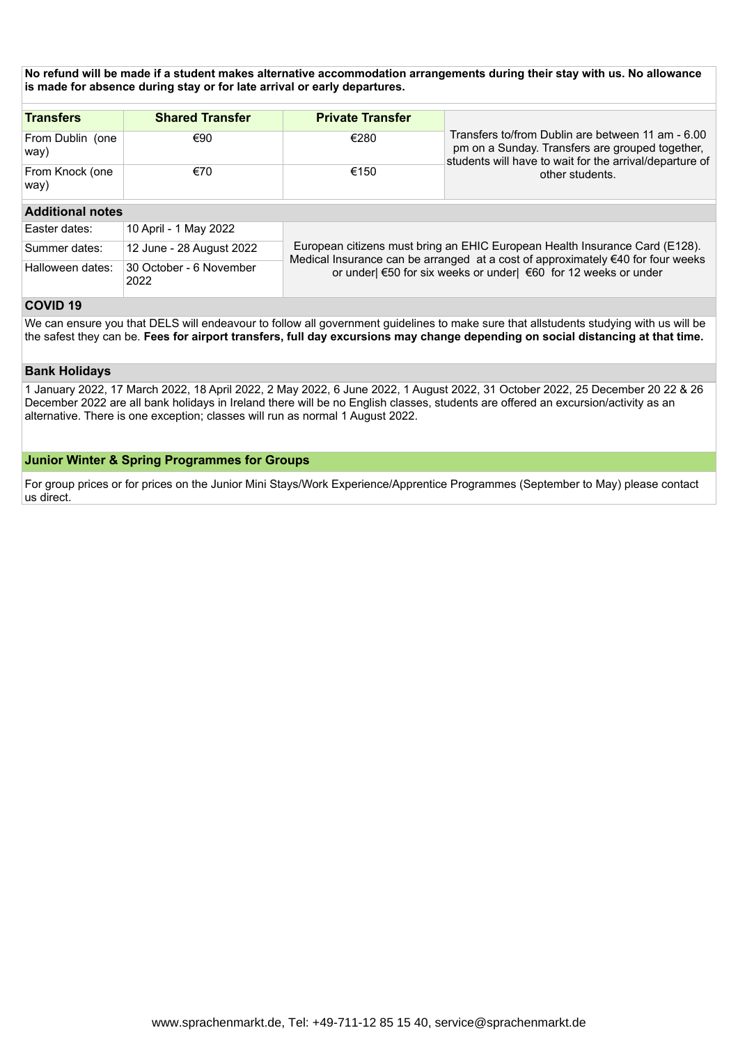**No refund will be made if a student makes alternative accommodation arrangements during their stay with us. No allowance is made for absence during stay or for late arrival or early departures.**

| Transfers | Shared Transfer | Private Transfer | |
|---|---|---|---|
| From Dublin (one way) | €90 | €280 | Transfers to/from Dublin are between 11 am - 6.00 pm on a Sunday. Transfers are grouped together, students will have to wait for the arrival/departure of other students. |
| From Knock (one way) | €70 | €150 | |

## Additional notes

| | | |
|---|---|---|
| Easter dates: | 10 April - 1 May 2022 | European citizens must bring an EHIC European Health Insurance Card (E128). Medical Insurance can be arranged at a cost of approximately €40 for four weeks or under\| €50 for six weeks or under\| €60 for 12 weeks or under |
| Summer dates: | 12 June - 28 August 2022 | |
| Halloween dates: | 30 October - 6 November 2022 | |

## COVID 19

We can ensure you that DELS will endeavour to follow all government guidelines to make sure that allstudents studying with us will be the safest they can be. **Fees for airport transfers, full day excursions may change depending on social distancing at that time.**

## Bank Holidays

1 January 2022, 17 March 2022, 18 April 2022, 2 May 2022, 6 June 2022, 1 August 2022, 31 October 2022, 25 December 20 22 & 26 December 2022 are all bank holidays in Ireland there will be no English classes, students are offered an excursion/activity as an alternative. There is one exception; classes will run as normal 1 August 2022.

## Junior Winter & Spring Programmes for Groups

For group prices or for prices on the Junior Mini Stays/Work Experience/Apprentice Programmes (September to May) please contact us direct.

www.sprachenmarkt.de, Tel: +49-711-12 85 15 40, service@sprachenmarkt.de